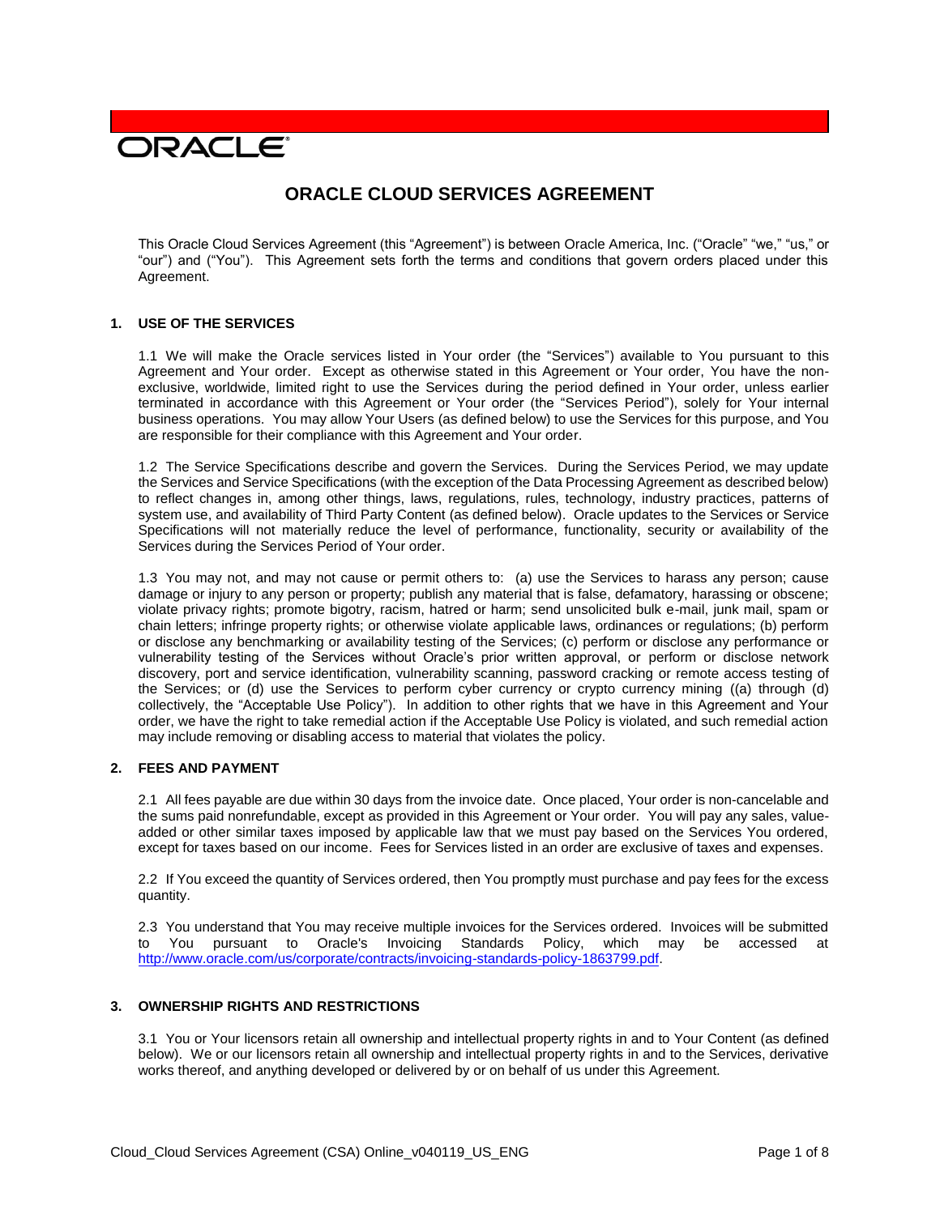ORACLE

# ORACLE CLOUD SERVICES AGREEMENT

This Oracle Cloud Services Agreement (this "Agreement") is between Oracle America, Inc. ("Oracle" "we," "us," or "our") and ("You"). This Agreement sets forth the terms and conditions that govern orders placed under this Agreement.

## 1. USE OF THE SERVICES

1.1 We will make the Oracle services listed in Your order (the "Services") available to You pursuant to this Agreement and Your order. Except as otherwise stated in this Agreement or Your order, You have the non-exclusive, worldwide, limited right to use the Services during the period defined in Your order, unless earlier terminated in accordance with this Agreement or Your order (the "Services Period"), solely for Your internal business operations. You may allow Your Users (as defined below) to use the Services for this purpose, and You are responsible for their compliance with this Agreement and Your order.

1.2 The Service Specifications describe and govern the Services. During the Services Period, we may update the Services and Service Specifications (with the exception of the Data Processing Agreement as described below) to reflect changes in, among other things, laws, regulations, rules, technology, industry practices, patterns of system use, and availability of Third Party Content (as defined below). Oracle updates to the Services or Service Specifications will not materially reduce the level of performance, functionality, security or availability of the Services during the Services Period of Your order.

1.3 You may not, and may not cause or permit others to: (a) use the Services to harass any person; cause damage or injury to any person or property; publish any material that is false, defamatory, harassing or obscene; violate privacy rights; promote bigotry, racism, hatred or harm; send unsolicited bulk e-mail, junk mail, spam or chain letters; infringe property rights; or otherwise violate applicable laws, ordinances or regulations; (b) perform or disclose any benchmarking or availability testing of the Services; (c) perform or disclose any performance or vulnerability testing of the Services without Oracle's prior written approval, or perform or disclose network discovery, port and service identification, vulnerability scanning, password cracking or remote access testing of the Services; or (d) use the Services to perform cyber currency or crypto currency mining ((a) through (d) collectively, the "Acceptable Use Policy"). In addition to other rights that we have in this Agreement and Your order, we have the right to take remedial action if the Acceptable Use Policy is violated, and such remedial action may include removing or disabling access to material that violates the policy.

## 2. FEES AND PAYMENT

2.1 All fees payable are due within 30 days from the invoice date. Once placed, Your order is non-cancelable and the sums paid nonrefundable, except as provided in this Agreement or Your order. You will pay any sales, value-added or other similar taxes imposed by applicable law that we must pay based on the Services You ordered, except for taxes based on our income. Fees for Services listed in an order are exclusive of taxes and expenses.

2.2 If You exceed the quantity of Services ordered, then You promptly must purchase and pay fees for the excess quantity.

2.3 You understand that You may receive multiple invoices for the Services ordered. Invoices will be submitted to You pursuant to Oracle's Invoicing Standards Policy, which may be accessed at http://www.oracle.com/us/corporate/contracts/invoicing-standards-policy-1863799.pdf.

## 3. OWNERSHIP RIGHTS AND RESTRICTIONS

3.1 You or Your licensors retain all ownership and intellectual property rights in and to Your Content (as defined below). We or our licensors retain all ownership and intellectual property rights in and to the Services, derivative works thereof, and anything developed or delivered by or on behalf of us under this Agreement.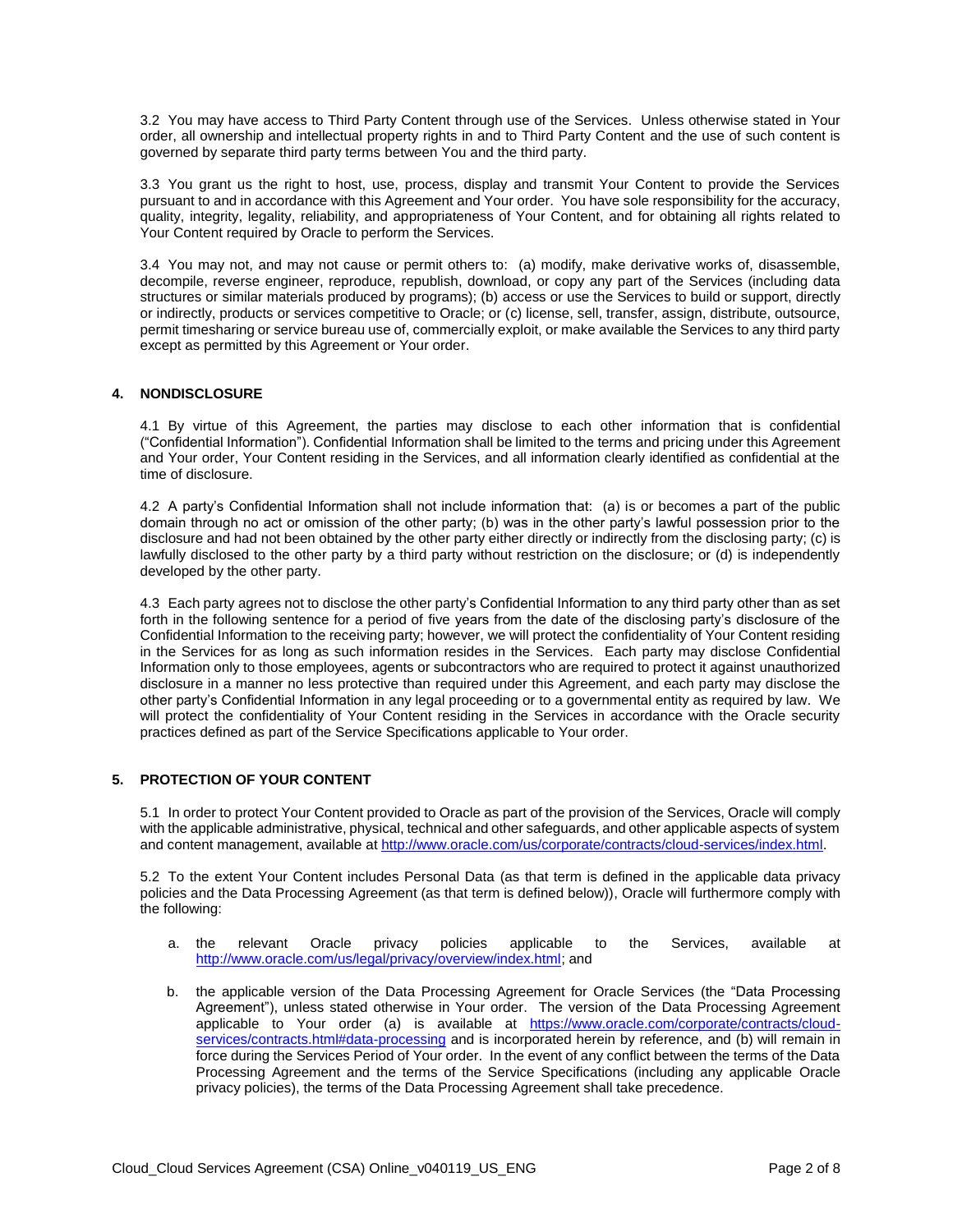3.2 You may have access to Third Party Content through use of the Services. Unless otherwise stated in Your order, all ownership and intellectual property rights in and to Third Party Content and the use of such content is governed by separate third party terms between You and the third party.

3.3 You grant us the right to host, use, process, display and transmit Your Content to provide the Services pursuant to and in accordance with this Agreement and Your order. You have sole responsibility for the accuracy, quality, integrity, legality, reliability, and appropriateness of Your Content, and for obtaining all rights related to Your Content required by Oracle to perform the Services.

3.4 You may not, and may not cause or permit others to: (a) modify, make derivative works of, disassemble, decompile, reverse engineer, reproduce, republish, download, or copy any part of the Services (including data structures or similar materials produced by programs); (b) access or use the Services to build or support, directly or indirectly, products or services competitive to Oracle; or (c) license, sell, transfer, assign, distribute, outsource, permit timesharing or service bureau use of, commercially exploit, or make available the Services to any third party except as permitted by this Agreement or Your order.

## 4. NONDISCLOSURE

4.1 By virtue of this Agreement, the parties may disclose to each other information that is confidential ("Confidential Information"). Confidential Information shall be limited to the terms and pricing under this Agreement and Your order, Your Content residing in the Services, and all information clearly identified as confidential at the time of disclosure.

4.2 A party's Confidential Information shall not include information that: (a) is or becomes a part of the public domain through no act or omission of the other party; (b) was in the other party's lawful possession prior to the disclosure and had not been obtained by the other party either directly or indirectly from the disclosing party; (c) is lawfully disclosed to the other party by a third party without restriction on the disclosure; or (d) is independently developed by the other party.

4.3 Each party agrees not to disclose the other party's Confidential Information to any third party other than as set forth in the following sentence for a period of five years from the date of the disclosing party's disclosure of the Confidential Information to the receiving party; however, we will protect the confidentiality of Your Content residing in the Services for as long as such information resides in the Services. Each party may disclose Confidential Information only to those employees, agents or subcontractors who are required to protect it against unauthorized disclosure in a manner no less protective than required under this Agreement, and each party may disclose the other party's Confidential Information in any legal proceeding or to a governmental entity as required by law. We will protect the confidentiality of Your Content residing in the Services in accordance with the Oracle security practices defined as part of the Service Specifications applicable to Your order.

## 5. PROTECTION OF YOUR CONTENT

5.1 In order to protect Your Content provided to Oracle as part of the provision of the Services, Oracle will comply with the applicable administrative, physical, technical and other safeguards, and other applicable aspects of system and content management, available at http://www.oracle.com/us/corporate/contracts/cloud-services/index.html.

5.2 To the extent Your Content includes Personal Data (as that term is defined in the applicable data privacy policies and the Data Processing Agreement (as that term is defined below)), Oracle will furthermore comply with the following:

a. the relevant Oracle privacy policies applicable to the Services, available at http://www.oracle.com/us/legal/privacy/overview/index.html; and

b. the applicable version of the Data Processing Agreement for Oracle Services (the "Data Processing Agreement"), unless stated otherwise in Your order. The version of the Data Processing Agreement applicable to Your order (a) is available at https://www.oracle.com/corporate/contracts/cloud-services/contracts.html#data-processing and is incorporated herein by reference, and (b) will remain in force during the Services Period of Your order. In the event of any conflict between the terms of the Data Processing Agreement and the terms of the Service Specifications (including any applicable Oracle privacy policies), the terms of the Data Processing Agreement shall take precedence.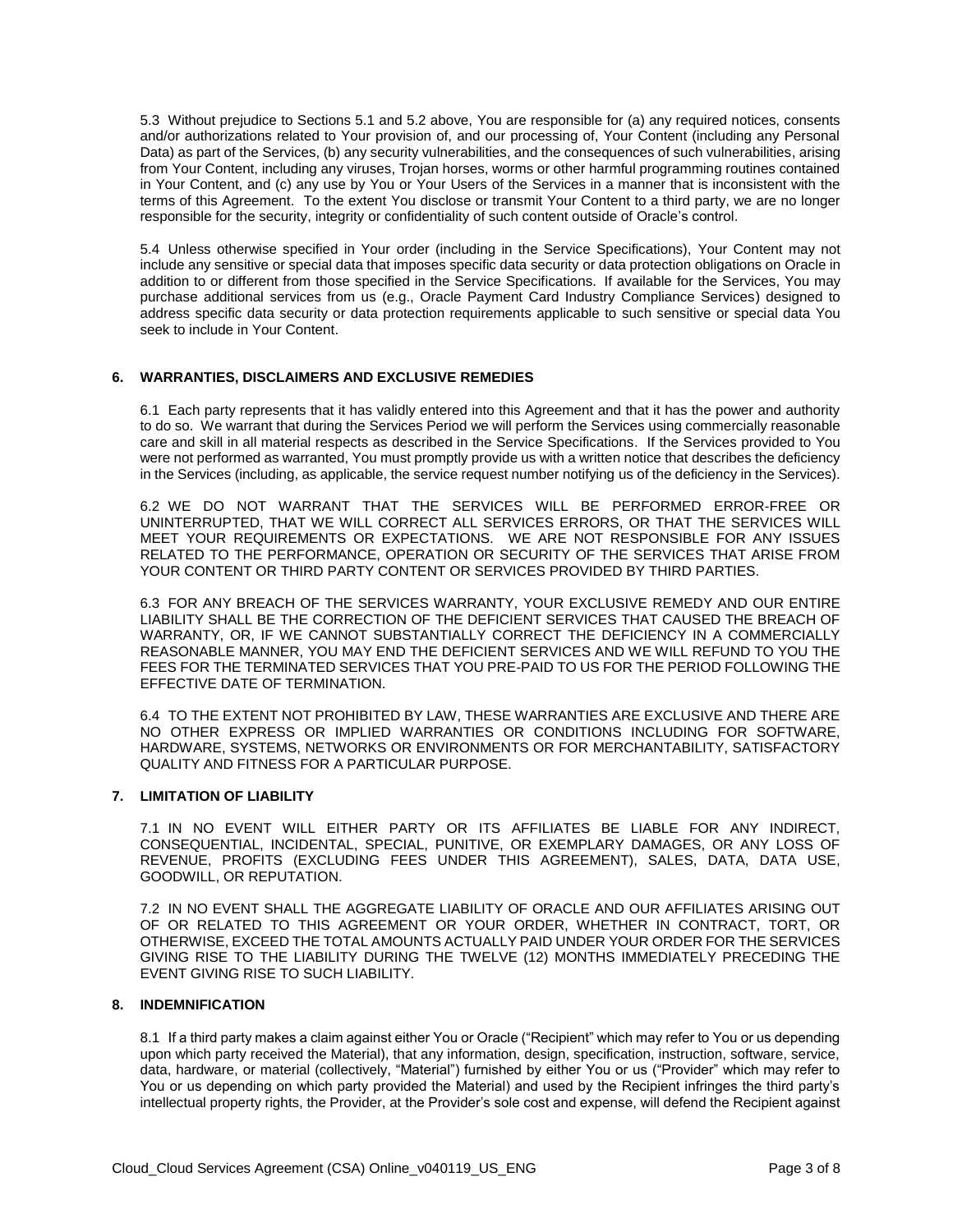5.3 Without prejudice to Sections 5.1 and 5.2 above, You are responsible for (a) any required notices, consents and/or authorizations related to Your provision of, and our processing of, Your Content (including any Personal Data) as part of the Services, (b) any security vulnerabilities, and the consequences of such vulnerabilities, arising from Your Content, including any viruses, Trojan horses, worms or other harmful programming routines contained in Your Content, and (c) any use by You or Your Users of the Services in a manner that is inconsistent with the terms of this Agreement. To the extent You disclose or transmit Your Content to a third party, we are no longer responsible for the security, integrity or confidentiality of such content outside of Oracle's control.

5.4 Unless otherwise specified in Your order (including in the Service Specifications), Your Content may not include any sensitive or special data that imposes specific data security or data protection obligations on Oracle in addition to or different from those specified in the Service Specifications. If available for the Services, You may purchase additional services from us (e.g., Oracle Payment Card Industry Compliance Services) designed to address specific data security or data protection requirements applicable to such sensitive or special data You seek to include in Your Content.

## 6. WARRANTIES, DISCLAIMERS AND EXCLUSIVE REMEDIES

6.1 Each party represents that it has validly entered into this Agreement and that it has the power and authority to do so. We warrant that during the Services Period we will perform the Services using commercially reasonable care and skill in all material respects as described in the Service Specifications. If the Services provided to You were not performed as warranted, You must promptly provide us with a written notice that describes the deficiency in the Services (including, as applicable, the service request number notifying us of the deficiency in the Services).

6.2 WE DO NOT WARRANT THAT THE SERVICES WILL BE PERFORMED ERROR-FREE OR UNINTERRUPTED, THAT WE WILL CORRECT ALL SERVICES ERRORS, OR THAT THE SERVICES WILL MEET YOUR REQUIREMENTS OR EXPECTATIONS. WE ARE NOT RESPONSIBLE FOR ANY ISSUES RELATED TO THE PERFORMANCE, OPERATION OR SECURITY OF THE SERVICES THAT ARISE FROM YOUR CONTENT OR THIRD PARTY CONTENT OR SERVICES PROVIDED BY THIRD PARTIES.

6.3 FOR ANY BREACH OF THE SERVICES WARRANTY, YOUR EXCLUSIVE REMEDY AND OUR ENTIRE LIABILITY SHALL BE THE CORRECTION OF THE DEFICIENT SERVICES THAT CAUSED THE BREACH OF WARRANTY, OR, IF WE CANNOT SUBSTANTIALLY CORRECT THE DEFICIENCY IN A COMMERCIALLY REASONABLE MANNER, YOU MAY END THE DEFICIENT SERVICES AND WE WILL REFUND TO YOU THE FEES FOR THE TERMINATED SERVICES THAT YOU PRE-PAID TO US FOR THE PERIOD FOLLOWING THE EFFECTIVE DATE OF TERMINATION.

6.4 TO THE EXTENT NOT PROHIBITED BY LAW, THESE WARRANTIES ARE EXCLUSIVE AND THERE ARE NO OTHER EXPRESS OR IMPLIED WARRANTIES OR CONDITIONS INCLUDING FOR SOFTWARE, HARDWARE, SYSTEMS, NETWORKS OR ENVIRONMENTS OR FOR MERCHANTABILITY, SATISFACTORY QUALITY AND FITNESS FOR A PARTICULAR PURPOSE.

## 7. LIMITATION OF LIABILITY

7.1 IN NO EVENT WILL EITHER PARTY OR ITS AFFILIATES BE LIABLE FOR ANY INDIRECT, CONSEQUENTIAL, INCIDENTAL, SPECIAL, PUNITIVE, OR EXEMPLARY DAMAGES, OR ANY LOSS OF REVENUE, PROFITS (EXCLUDING FEES UNDER THIS AGREEMENT), SALES, DATA, DATA USE, GOODWILL, OR REPUTATION.

7.2 IN NO EVENT SHALL THE AGGREGATE LIABILITY OF ORACLE AND OUR AFFILIATES ARISING OUT OF OR RELATED TO THIS AGREEMENT OR YOUR ORDER, WHETHER IN CONTRACT, TORT, OR OTHERWISE, EXCEED THE TOTAL AMOUNTS ACTUALLY PAID UNDER YOUR ORDER FOR THE SERVICES GIVING RISE TO THE LIABILITY DURING THE TWELVE (12) MONTHS IMMEDIATELY PRECEDING THE EVENT GIVING RISE TO SUCH LIABILITY.

## 8. INDEMNIFICATION

8.1 If a third party makes a claim against either You or Oracle ("Recipient" which may refer to You or us depending upon which party received the Material), that any information, design, specification, instruction, software, service, data, hardware, or material (collectively, "Material") furnished by either You or us ("Provider" which may refer to You or us depending on which party provided the Material) and used by the Recipient infringes the third party's intellectual property rights, the Provider, at the Provider's sole cost and expense, will defend the Recipient against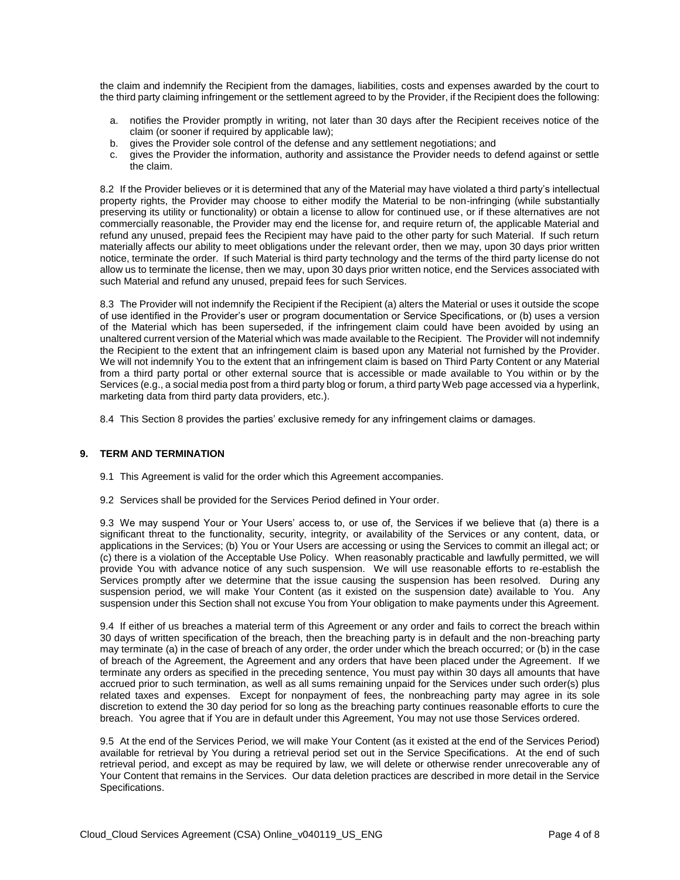the claim and indemnify the Recipient from the damages, liabilities, costs and expenses awarded by the court to the third party claiming infringement or the settlement agreed to by the Provider, if the Recipient does the following:

a. notifies the Provider promptly in writing, not later than 30 days after the Recipient receives notice of the claim (or sooner if required by applicable law);
b. gives the Provider sole control of the defense and any settlement negotiations; and
c. gives the Provider the information, authority and assistance the Provider needs to defend against or settle the claim.

8.2 If the Provider believes or it is determined that any of the Material may have violated a third party's intellectual property rights, the Provider may choose to either modify the Material to be non-infringing (while substantially preserving its utility or functionality) or obtain a license to allow for continued use, or if these alternatives are not commercially reasonable, the Provider may end the license for, and require return of, the applicable Material and refund any unused, prepaid fees the Recipient may have paid to the other party for such Material. If such return materially affects our ability to meet obligations under the relevant order, then we may, upon 30 days prior written notice, terminate the order. If such Material is third party technology and the terms of the third party license do not allow us to terminate the license, then we may, upon 30 days prior written notice, end the Services associated with such Material and refund any unused, prepaid fees for such Services.

8.3 The Provider will not indemnify the Recipient if the Recipient (a) alters the Material or uses it outside the scope of use identified in the Provider's user or program documentation or Service Specifications, or (b) uses a version of the Material which has been superseded, if the infringement claim could have been avoided by using an unaltered current version of the Material which was made available to the Recipient. The Provider will not indemnify the Recipient to the extent that an infringement claim is based upon any Material not furnished by the Provider. We will not indemnify You to the extent that an infringement claim is based on Third Party Content or any Material from a third party portal or other external source that is accessible or made available to You within or by the Services (e.g., a social media post from a third party blog or forum, a third party Web page accessed via a hyperlink, marketing data from third party data providers, etc.).

8.4 This Section 8 provides the parties' exclusive remedy for any infringement claims or damages.

## 9. TERM AND TERMINATION

9.1 This Agreement is valid for the order which this Agreement accompanies.

9.2 Services shall be provided for the Services Period defined in Your order.

9.3 We may suspend Your or Your Users' access to, or use of, the Services if we believe that (a) there is a significant threat to the functionality, security, integrity, or availability of the Services or any content, data, or applications in the Services; (b) You or Your Users are accessing or using the Services to commit an illegal act; or (c) there is a violation of the Acceptable Use Policy. When reasonably practicable and lawfully permitted, we will provide You with advance notice of any such suspension. We will use reasonable efforts to re-establish the Services promptly after we determine that the issue causing the suspension has been resolved. During any suspension period, we will make Your Content (as it existed on the suspension date) available to You. Any suspension under this Section shall not excuse You from Your obligation to make payments under this Agreement.

9.4 If either of us breaches a material term of this Agreement or any order and fails to correct the breach within 30 days of written specification of the breach, then the breaching party is in default and the non-breaching party may terminate (a) in the case of breach of any order, the order under which the breach occurred; or (b) in the case of breach of the Agreement, the Agreement and any orders that have been placed under the Agreement. If we terminate any orders as specified in the preceding sentence, You must pay within 30 days all amounts that have accrued prior to such termination, as well as all sums remaining unpaid for the Services under such order(s) plus related taxes and expenses. Except for nonpayment of fees, the nonbreaching party may agree in its sole discretion to extend the 30 day period for so long as the breaching party continues reasonable efforts to cure the breach. You agree that if You are in default under this Agreement, You may not use those Services ordered.

9.5 At the end of the Services Period, we will make Your Content (as it existed at the end of the Services Period) available for retrieval by You during a retrieval period set out in the Service Specifications. At the end of such retrieval period, and except as may be required by law, we will delete or otherwise render unrecoverable any of Your Content that remains in the Services. Our data deletion practices are described in more detail in the Service Specifications.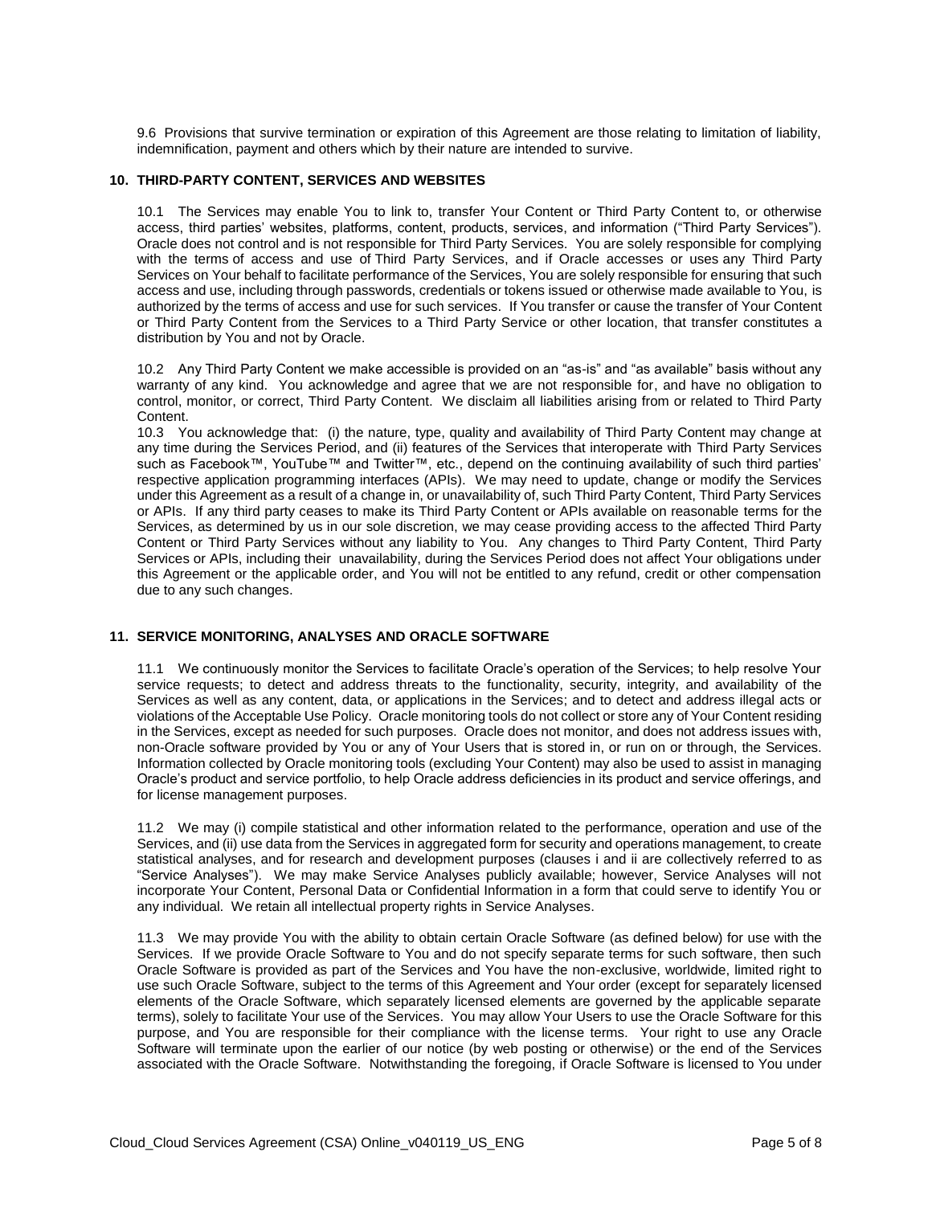9.6 Provisions that survive termination or expiration of this Agreement are those relating to limitation of liability, indemnification, payment and others which by their nature are intended to survive.

## 10. THIRD-PARTY CONTENT, SERVICES AND WEBSITES

10.1 The Services may enable You to link to, transfer Your Content or Third Party Content to, or otherwise access, third parties' websites, platforms, content, products, services, and information ("Third Party Services"). Oracle does not control and is not responsible for Third Party Services. You are solely responsible for complying with the terms of access and use of Third Party Services, and if Oracle accesses or uses any Third Party Services on Your behalf to facilitate performance of the Services, You are solely responsible for ensuring that such access and use, including through passwords, credentials or tokens issued or otherwise made available to You, is authorized by the terms of access and use for such services. If You transfer or cause the transfer of Your Content or Third Party Content from the Services to a Third Party Service or other location, that transfer constitutes a distribution by You and not by Oracle.

10.2 Any Third Party Content we make accessible is provided on an "as-is" and "as available" basis without any warranty of any kind. You acknowledge and agree that we are not responsible for, and have no obligation to control, monitor, or correct, Third Party Content. We disclaim all liabilities arising from or related to Third Party Content.

10.3 You acknowledge that: (i) the nature, type, quality and availability of Third Party Content may change at any time during the Services Period, and (ii) features of the Services that interoperate with Third Party Services such as Facebook™, YouTube™ and Twitter™, etc., depend on the continuing availability of such third parties' respective application programming interfaces (APIs). We may need to update, change or modify the Services under this Agreement as a result of a change in, or unavailability of, such Third Party Content, Third Party Services or APIs. If any third party ceases to make its Third Party Content or APIs available on reasonable terms for the Services, as determined by us in our sole discretion, we may cease providing access to the affected Third Party Content or Third Party Services without any liability to You. Any changes to Third Party Content, Third Party Services or APIs, including their unavailability, during the Services Period does not affect Your obligations under this Agreement or the applicable order, and You will not be entitled to any refund, credit or other compensation due to any such changes.

## 11. SERVICE MONITORING, ANALYSES AND ORACLE SOFTWARE

11.1 We continuously monitor the Services to facilitate Oracle's operation of the Services; to help resolve Your service requests; to detect and address threats to the functionality, security, integrity, and availability of the Services as well as any content, data, or applications in the Services; and to detect and address illegal acts or violations of the Acceptable Use Policy. Oracle monitoring tools do not collect or store any of Your Content residing in the Services, except as needed for such purposes. Oracle does not monitor, and does not address issues with, non-Oracle software provided by You or any of Your Users that is stored in, or run on or through, the Services. Information collected by Oracle monitoring tools (excluding Your Content) may also be used to assist in managing Oracle's product and service portfolio, to help Oracle address deficiencies in its product and service offerings, and for license management purposes.

11.2 We may (i) compile statistical and other information related to the performance, operation and use of the Services, and (ii) use data from the Services in aggregated form for security and operations management, to create statistical analyses, and for research and development purposes (clauses i and ii are collectively referred to as "Service Analyses"). We may make Service Analyses publicly available; however, Service Analyses will not incorporate Your Content, Personal Data or Confidential Information in a form that could serve to identify You or any individual. We retain all intellectual property rights in Service Analyses.

11.3 We may provide You with the ability to obtain certain Oracle Software (as defined below) for use with the Services. If we provide Oracle Software to You and do not specify separate terms for such software, then such Oracle Software is provided as part of the Services and You have the non-exclusive, worldwide, limited right to use such Oracle Software, subject to the terms of this Agreement and Your order (except for separately licensed elements of the Oracle Software, which separately licensed elements are governed by the applicable separate terms), solely to facilitate Your use of the Services. You may allow Your Users to use the Oracle Software for this purpose, and You are responsible for their compliance with the license terms. Your right to use any Oracle Software will terminate upon the earlier of our notice (by web posting or otherwise) or the end of the Services associated with the Oracle Software. Notwithstanding the foregoing, if Oracle Software is licensed to You under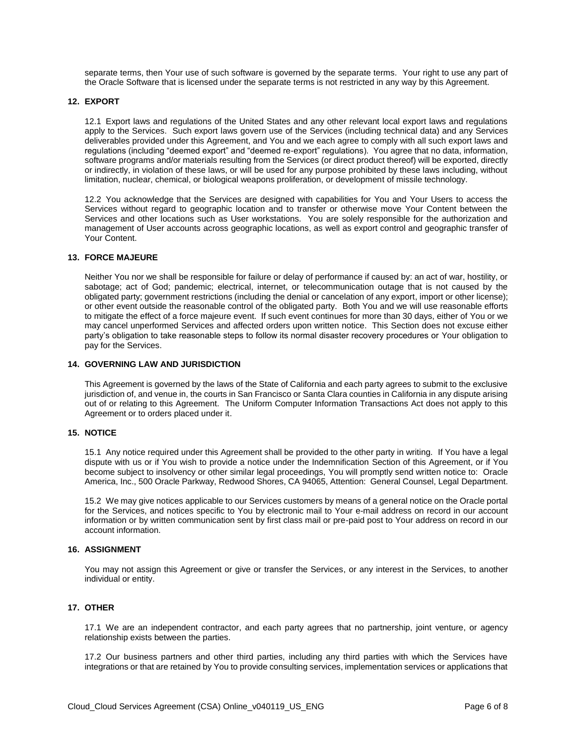separate terms, then Your use of such software is governed by the separate terms. Your right to use any part of the Oracle Software that is licensed under the separate terms is not restricted in any way by this Agreement.

## 12. EXPORT

12.1 Export laws and regulations of the United States and any other relevant local export laws and regulations apply to the Services. Such export laws govern use of the Services (including technical data) and any Services deliverables provided under this Agreement, and You and we each agree to comply with all such export laws and regulations (including "deemed export" and "deemed re-export" regulations). You agree that no data, information, software programs and/or materials resulting from the Services (or direct product thereof) will be exported, directly or indirectly, in violation of these laws, or will be used for any purpose prohibited by these laws including, without limitation, nuclear, chemical, or biological weapons proliferation, or development of missile technology.

12.2 You acknowledge that the Services are designed with capabilities for You and Your Users to access the Services without regard to geographic location and to transfer or otherwise move Your Content between the Services and other locations such as User workstations. You are solely responsible for the authorization and management of User accounts across geographic locations, as well as export control and geographic transfer of Your Content.

## 13. FORCE MAJEURE

Neither You nor we shall be responsible for failure or delay of performance if caused by: an act of war, hostility, or sabotage; act of God; pandemic; electrical, internet, or telecommunication outage that is not caused by the obligated party; government restrictions (including the denial or cancelation of any export, import or other license); or other event outside the reasonable control of the obligated party. Both You and we will use reasonable efforts to mitigate the effect of a force majeure event. If such event continues for more than 30 days, either of You or we may cancel unperformed Services and affected orders upon written notice. This Section does not excuse either party's obligation to take reasonable steps to follow its normal disaster recovery procedures or Your obligation to pay for the Services.

## 14. GOVERNING LAW AND JURISDICTION

This Agreement is governed by the laws of the State of California and each party agrees to submit to the exclusive jurisdiction of, and venue in, the courts in San Francisco or Santa Clara counties in California in any dispute arising out of or relating to this Agreement. The Uniform Computer Information Transactions Act does not apply to this Agreement or to orders placed under it.

## 15. NOTICE

15.1 Any notice required under this Agreement shall be provided to the other party in writing. If You have a legal dispute with us or if You wish to provide a notice under the Indemnification Section of this Agreement, or if You become subject to insolvency or other similar legal proceedings, You will promptly send written notice to: Oracle America, Inc., 500 Oracle Parkway, Redwood Shores, CA 94065, Attention: General Counsel, Legal Department.

15.2 We may give notices applicable to our Services customers by means of a general notice on the Oracle portal for the Services, and notices specific to You by electronic mail to Your e-mail address on record in our account information or by written communication sent by first class mail or pre-paid post to Your address on record in our account information.

## 16. ASSIGNMENT

You may not assign this Agreement or give or transfer the Services, or any interest in the Services, to another individual or entity.

## 17. OTHER

17.1 We are an independent contractor, and each party agrees that no partnership, joint venture, or agency relationship exists between the parties.

17.2 Our business partners and other third parties, including any third parties with which the Services have integrations or that are retained by You to provide consulting services, implementation services or applications that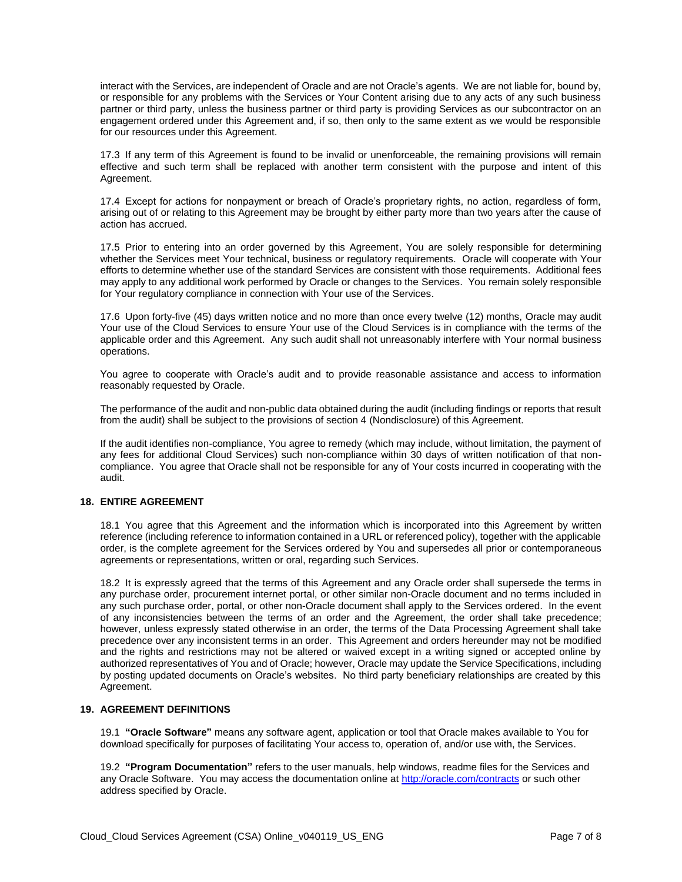interact with the Services, are independent of Oracle and are not Oracle's agents. We are not liable for, bound by, or responsible for any problems with the Services or Your Content arising due to any acts of any such business partner or third party, unless the business partner or third party is providing Services as our subcontractor on an engagement ordered under this Agreement and, if so, then only to the same extent as we would be responsible for our resources under this Agreement.

17.3 If any term of this Agreement is found to be invalid or unenforceable, the remaining provisions will remain effective and such term shall be replaced with another term consistent with the purpose and intent of this Agreement.

17.4 Except for actions for nonpayment or breach of Oracle's proprietary rights, no action, regardless of form, arising out of or relating to this Agreement may be brought by either party more than two years after the cause of action has accrued.

17.5 Prior to entering into an order governed by this Agreement, You are solely responsible for determining whether the Services meet Your technical, business or regulatory requirements. Oracle will cooperate with Your efforts to determine whether use of the standard Services are consistent with those requirements. Additional fees may apply to any additional work performed by Oracle or changes to the Services. You remain solely responsible for Your regulatory compliance in connection with Your use of the Services.

17.6 Upon forty-five (45) days written notice and no more than once every twelve (12) months, Oracle may audit Your use of the Cloud Services to ensure Your use of the Cloud Services is in compliance with the terms of the applicable order and this Agreement. Any such audit shall not unreasonably interfere with Your normal business operations.

You agree to cooperate with Oracle's audit and to provide reasonable assistance and access to information reasonably requested by Oracle.

The performance of the audit and non-public data obtained during the audit (including findings or reports that result from the audit) shall be subject to the provisions of section 4 (Nondisclosure) of this Agreement.

If the audit identifies non-compliance, You agree to remedy (which may include, without limitation, the payment of any fees for additional Cloud Services) such non-compliance within 30 days of written notification of that non-compliance. You agree that Oracle shall not be responsible for any of Your costs incurred in cooperating with the audit.

## 18. ENTIRE AGREEMENT

18.1 You agree that this Agreement and the information which is incorporated into this Agreement by written reference (including reference to information contained in a URL or referenced policy), together with the applicable order, is the complete agreement for the Services ordered by You and supersedes all prior or contemporaneous agreements or representations, written or oral, regarding such Services.

18.2 It is expressly agreed that the terms of this Agreement and any Oracle order shall supersede the terms in any purchase order, procurement internet portal, or other similar non-Oracle document and no terms included in any such purchase order, portal, or other non-Oracle document shall apply to the Services ordered. In the event of any inconsistencies between the terms of an order and the Agreement, the order shall take precedence; however, unless expressly stated otherwise in an order, the terms of the Data Processing Agreement shall take precedence over any inconsistent terms in an order. This Agreement and orders hereunder may not be modified and the rights and restrictions may not be altered or waived except in a writing signed or accepted online by authorized representatives of You and of Oracle; however, Oracle may update the Service Specifications, including by posting updated documents on Oracle's websites. No third party beneficiary relationships are created by this Agreement.

## 19. AGREEMENT DEFINITIONS

19.1 **"Oracle Software"** means any software agent, application or tool that Oracle makes available to You for download specifically for purposes of facilitating Your access to, operation of, and/or use with, the Services.

19.2 **"Program Documentation"** refers to the user manuals, help windows, readme files for the Services and any Oracle Software. You may access the documentation online at [http://oracle.com/contracts](http://oracle.com/contracts) or such other address specified by Oracle.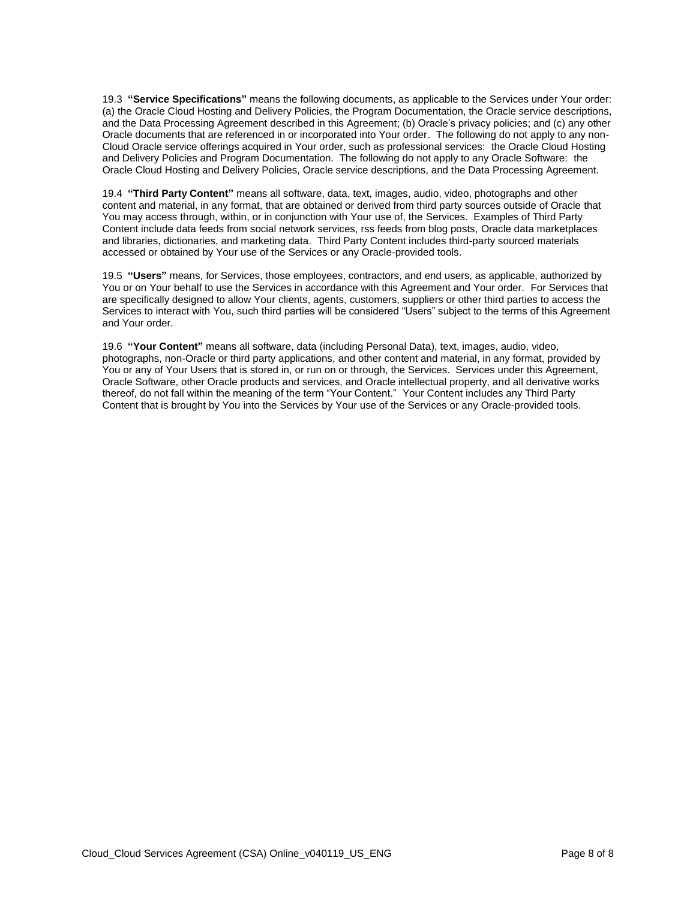19.3 **"Service Specifications"** means the following documents, as applicable to the Services under Your order: (a) the Oracle Cloud Hosting and Delivery Policies, the Program Documentation, the Oracle service descriptions, and the Data Processing Agreement described in this Agreement; (b) Oracle's privacy policies; and (c) any other Oracle documents that are referenced in or incorporated into Your order. The following do not apply to any non-Cloud Oracle service offerings acquired in Your order, such as professional services: the Oracle Cloud Hosting and Delivery Policies and Program Documentation. The following do not apply to any Oracle Software: the Oracle Cloud Hosting and Delivery Policies, Oracle service descriptions, and the Data Processing Agreement.

19.4 **"Third Party Content"** means all software, data, text, images, audio, video, photographs and other content and material, in any format, that are obtained or derived from third party sources outside of Oracle that You may access through, within, or in conjunction with Your use of, the Services. Examples of Third Party Content include data feeds from social network services, rss feeds from blog posts, Oracle data marketplaces and libraries, dictionaries, and marketing data. Third Party Content includes third-party sourced materials accessed or obtained by Your use of the Services or any Oracle-provided tools.

19.5 **"Users"** means, for Services, those employees, contractors, and end users, as applicable, authorized by You or on Your behalf to use the Services in accordance with this Agreement and Your order. For Services that are specifically designed to allow Your clients, agents, customers, suppliers or other third parties to access the Services to interact with You, such third parties will be considered "Users" subject to the terms of this Agreement and Your order.

19.6 **"Your Content"** means all software, data (including Personal Data), text, images, audio, video, photographs, non-Oracle or third party applications, and other content and material, in any format, provided by You or any of Your Users that is stored in, or run on or through, the Services. Services under this Agreement, Oracle Software, other Oracle products and services, and Oracle intellectual property, and all derivative works thereof, do not fall within the meaning of the term "Your Content." Your Content includes any Third Party Content that is brought by You into the Services by Your use of the Services or any Oracle-provided tools.